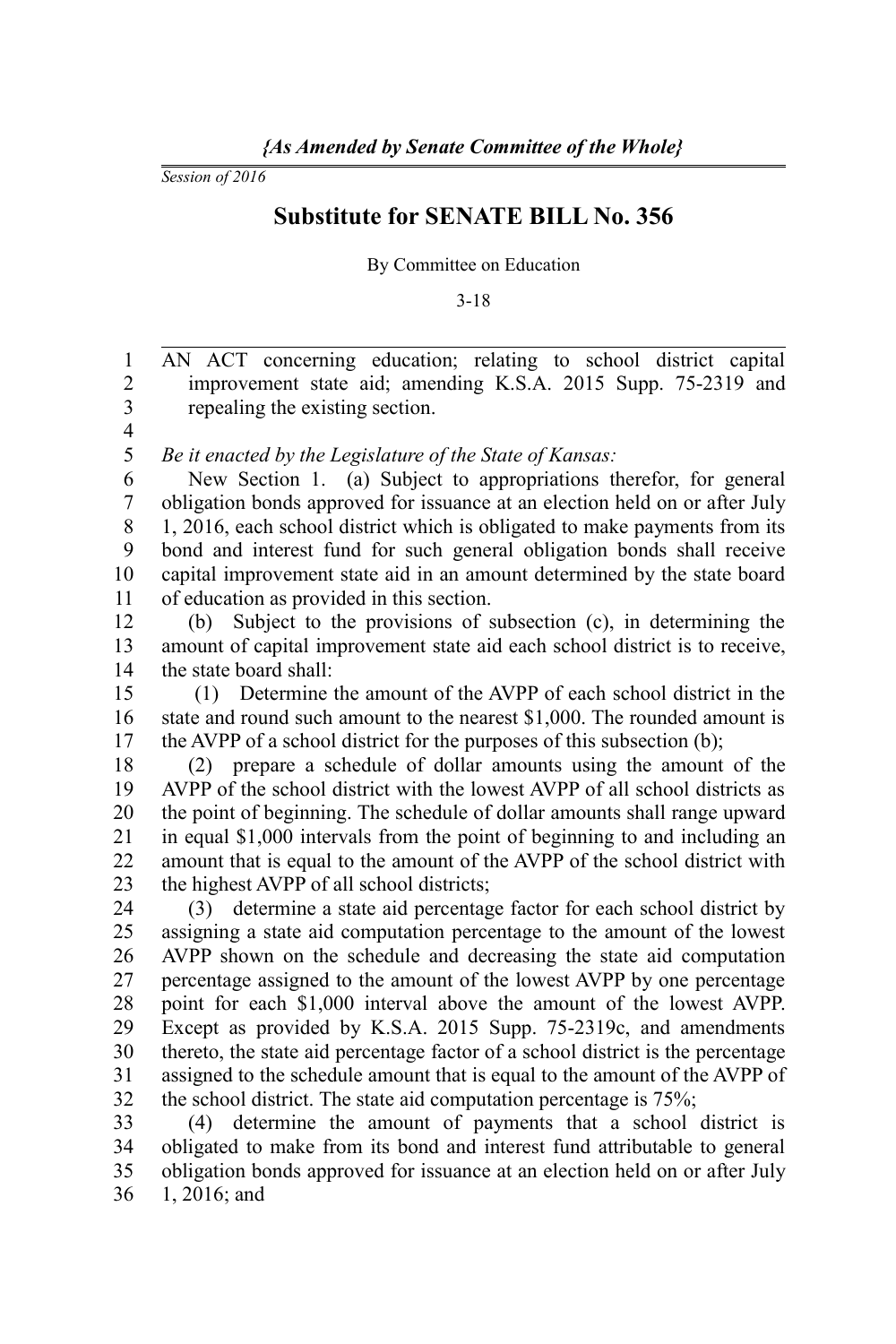*{As Amended by Senate Committee of the Whole}*

*Session of 2016*

# Substitute for SENATE BILL No. 356

By Committee on Education

3-18

AN ACT concerning education; relating to school district capital improvement state aid; amending K.S.A. 2015 Supp. 75-2319 and repealing the existing section.

*Be it enacted by the Legislature of the State of Kansas:*

New Section 1. (a) Subject to appropriations therefor, for general obligation bonds approved for issuance at an election held on or after July 1, 2016, each school district which is obligated to make payments from its bond and interest fund for such general obligation bonds shall receive capital improvement state aid in an amount determined by the state board of education as provided in this section.

(b) Subject to the provisions of subsection (c), in determining the amount of capital improvement state aid each school district is to receive, the state board shall:

(1) Determine the amount of the AVPP of each school district in the state and round such amount to the nearest $1,000. The rounded amount is the AVPP of a school district for the purposes of this subsection (b);

(2) prepare a schedule of dollar amounts using the amount of the AVPP of the school district with the lowest AVPP of all school districts as the point of beginning. The schedule of dollar amounts shall range upward in equal $1,000 intervals from the point of beginning to and including an amount that is equal to the amount of the AVPP of the school district with the highest AVPP of all school districts;

(3) determine a state aid percentage factor for each school district by assigning a state aid computation percentage to the amount of the lowest AVPP shown on the schedule and decreasing the state aid computation percentage assigned to the amount of the lowest AVPP by one percentage point for each $1,000 interval above the amount of the lowest AVPP. Except as provided by K.S.A. 2015 Supp. 75-2319c, and amendments thereto, the state aid percentage factor of a school district is the percentage assigned to the schedule amount that is equal to the amount of the AVPP of the school district. The state aid computation percentage is 75%;

(4) determine the amount of payments that a school district is obligated to make from its bond and interest fund attributable to general obligation bonds approved for issuance at an election held on or after July 1, 2016; and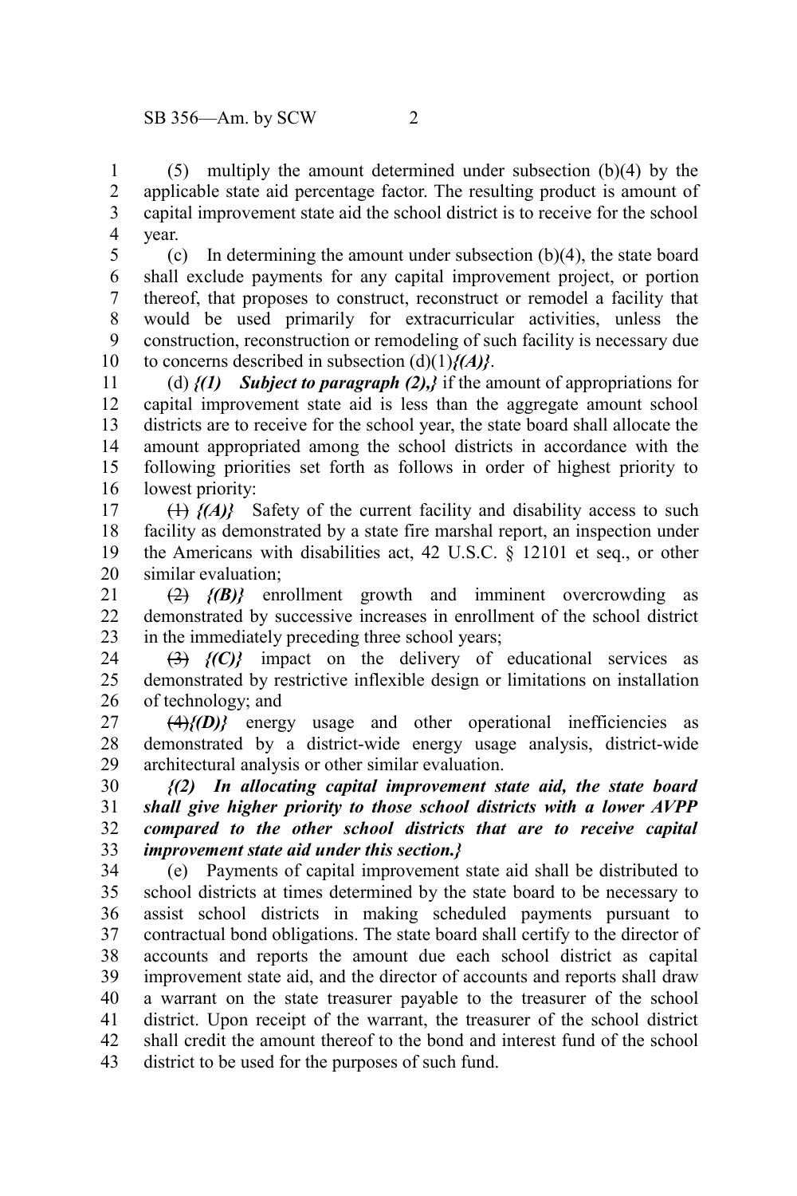(5) multiply the amount determined under subsection (b)(4) by the applicable state aid percentage factor. The resulting product is amount of capital improvement state aid the school district is to receive for the school year.

(c) In determining the amount under subsection (b)(4), the state board shall exclude payments for any capital improvement project, or portion thereof, that proposes to construct, reconstruct or remodel a facility that would be used primarily for extracurricular activities, unless the construction, reconstruction or remodeling of such facility is necessary due to concerns described in subsection (d)(1)***{(A)}***.

(d) ***{(1) Subject to paragraph (2),}*** if the amount of appropriations for capital improvement state aid is less than the aggregate amount school districts are to receive for the school year, the state board shall allocate the amount appropriated among the school districts in accordance with the following priorities set forth as follows in order of highest priority to lowest priority:

~~(1)~~ ***{(A)}*** Safety of the current facility and disability access to such facility as demonstrated by a state fire marshal report, an inspection under the Americans with disabilities act, 42 U.S.C. § 12101 et seq., or other similar evaluation;

~~(2)~~ ***{(B)}*** enrollment growth and imminent overcrowding as demonstrated by successive increases in enrollment of the school district in the immediately preceding three school years;

~~(3)~~ ***{(C)}*** impact on the delivery of educational services as demonstrated by restrictive inflexible design or limitations on installation of technology; and

~~(4)~~***{(D)}*** energy usage and other operational inefficiencies as demonstrated by a district-wide energy usage analysis, district-wide architectural analysis or other similar evaluation.

***{(2) In allocating capital improvement state aid, the state board shall give higher priority to those school districts with a lower AVPP compared to the other school districts that are to receive capital improvement state aid under this section.}***

(e) Payments of capital improvement state aid shall be distributed to school districts at times determined by the state board to be necessary to assist school districts in making scheduled payments pursuant to contractual bond obligations. The state board shall certify to the director of accounts and reports the amount due each school district as capital improvement state aid, and the director of accounts and reports shall draw a warrant on the state treasurer payable to the treasurer of the school district. Upon receipt of the warrant, the treasurer of the school district shall credit the amount thereof to the bond and interest fund of the school district to be used for the purposes of such fund.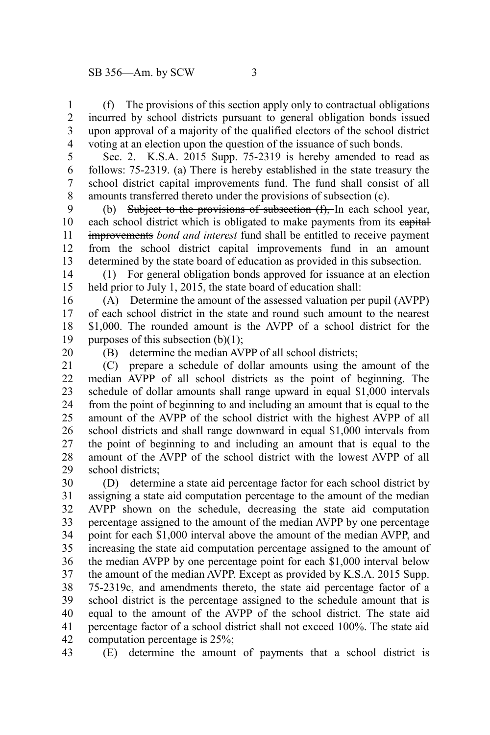(f) The provisions of this section apply only to contractual obligations incurred by school districts pursuant to general obligation bonds issued upon approval of a majority of the qualified electors of the school district voting at an election upon the question of the issuance of such bonds.

Sec. 2. K.S.A. 2015 Supp. 75-2319 is hereby amended to read as follows: 75-2319. (a) There is hereby established in the state treasury the school district capital improvements fund. The fund shall consist of all amounts transferred thereto under the provisions of subsection (c).

(b) ~~Subject to the provisions of subsection (f),~~ In each school year, each school district which is obligated to make payments from its ~~capital improvements~~ *bond and interest* fund shall be entitled to receive payment from the school district capital improvements fund in an amount determined by the state board of education as provided in this subsection.

(1) For general obligation bonds approved for issuance at an election held prior to July 1, 2015, the state board of education shall:

(A) Determine the amount of the assessed valuation per pupil (AVPP) of each school district in the state and round such amount to the nearest $1,000. The rounded amount is the AVPP of a school district for the purposes of this subsection (b)(1);

(B) determine the median AVPP of all school districts;

(C) prepare a schedule of dollar amounts using the amount of the median AVPP of all school districts as the point of beginning. The schedule of dollar amounts shall range upward in equal $1,000 intervals from the point of beginning to and including an amount that is equal to the amount of the AVPP of the school district with the highest AVPP of all school districts and shall range downward in equal $1,000 intervals from the point of beginning to and including an amount that is equal to the amount of the AVPP of the school district with the lowest AVPP of all school districts;

(D) determine a state aid percentage factor for each school district by assigning a state aid computation percentage to the amount of the median AVPP shown on the schedule, decreasing the state aid computation percentage assigned to the amount of the median AVPP by one percentage point for each $1,000 interval above the amount of the median AVPP, and increasing the state aid computation percentage assigned to the amount of the median AVPP by one percentage point for each $1,000 interval below the amount of the median AVPP. Except as provided by K.S.A. 2015 Supp. 75-2319c, and amendments thereto, the state aid percentage factor of a school district is the percentage assigned to the schedule amount that is equal to the amount of the AVPP of the school district. The state aid percentage factor of a school district shall not exceed 100%. The state aid computation percentage is 25%;

(E) determine the amount of payments that a school district is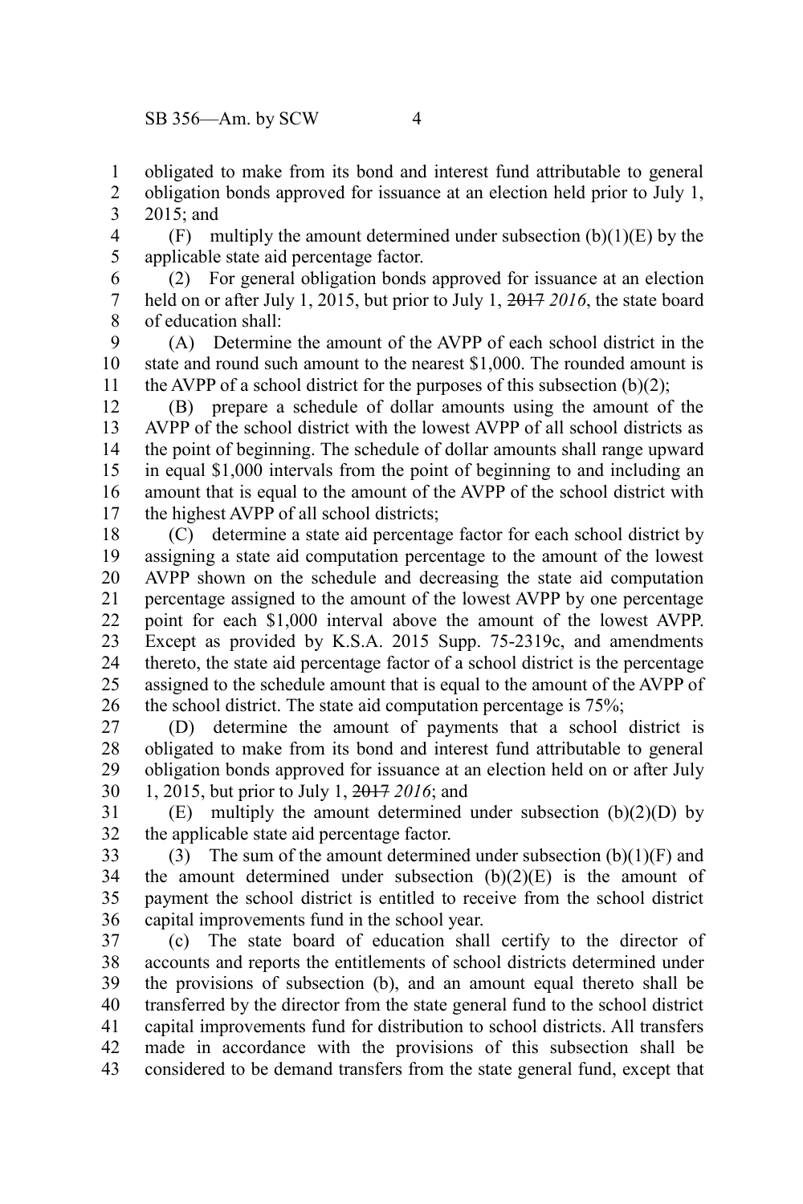obligated to make from its bond and interest fund attributable to general obligation bonds approved for issuance at an election held prior to July 1, 2015; and

(F) multiply the amount determined under subsection (b)(1)(E) by the applicable state aid percentage factor.

(2) For general obligation bonds approved for issuance at an election held on or after July 1, 2015, but prior to July 1, ~~2017~~ *2016*, the state board of education shall:

(A) Determine the amount of the AVPP of each school district in the state and round such amount to the nearest $1,000. The rounded amount is the AVPP of a school district for the purposes of this subsection (b)(2);

(B) prepare a schedule of dollar amounts using the amount of the AVPP of the school district with the lowest AVPP of all school districts as the point of beginning. The schedule of dollar amounts shall range upward in equal $1,000 intervals from the point of beginning to and including an amount that is equal to the amount of the AVPP of the school district with the highest AVPP of all school districts;

(C) determine a state aid percentage factor for each school district by assigning a state aid computation percentage to the amount of the lowest AVPP shown on the schedule and decreasing the state aid computation percentage assigned to the amount of the lowest AVPP by one percentage point for each $1,000 interval above the amount of the lowest AVPP. Except as provided by K.S.A. 2015 Supp. 75-2319c, and amendments thereto, the state aid percentage factor of a school district is the percentage assigned to the schedule amount that is equal to the amount of the AVPP of the school district. The state aid computation percentage is 75%;

(D) determine the amount of payments that a school district is obligated to make from its bond and interest fund attributable to general obligation bonds approved for issuance at an election held on or after July 1, 2015, but prior to July 1, ~~2017~~ *2016*; and

(E) multiply the amount determined under subsection (b)(2)(D) by the applicable state aid percentage factor.

(3) The sum of the amount determined under subsection (b)(1)(F) and the amount determined under subsection (b)(2)(E) is the amount of payment the school district is entitled to receive from the school district capital improvements fund in the school year.

(c) The state board of education shall certify to the director of accounts and reports the entitlements of school districts determined under the provisions of subsection (b), and an amount equal thereto shall be transferred by the director from the state general fund to the school district capital improvements fund for distribution to school districts. All transfers made in accordance with the provisions of this subsection shall be considered to be demand transfers from the state general fund, except that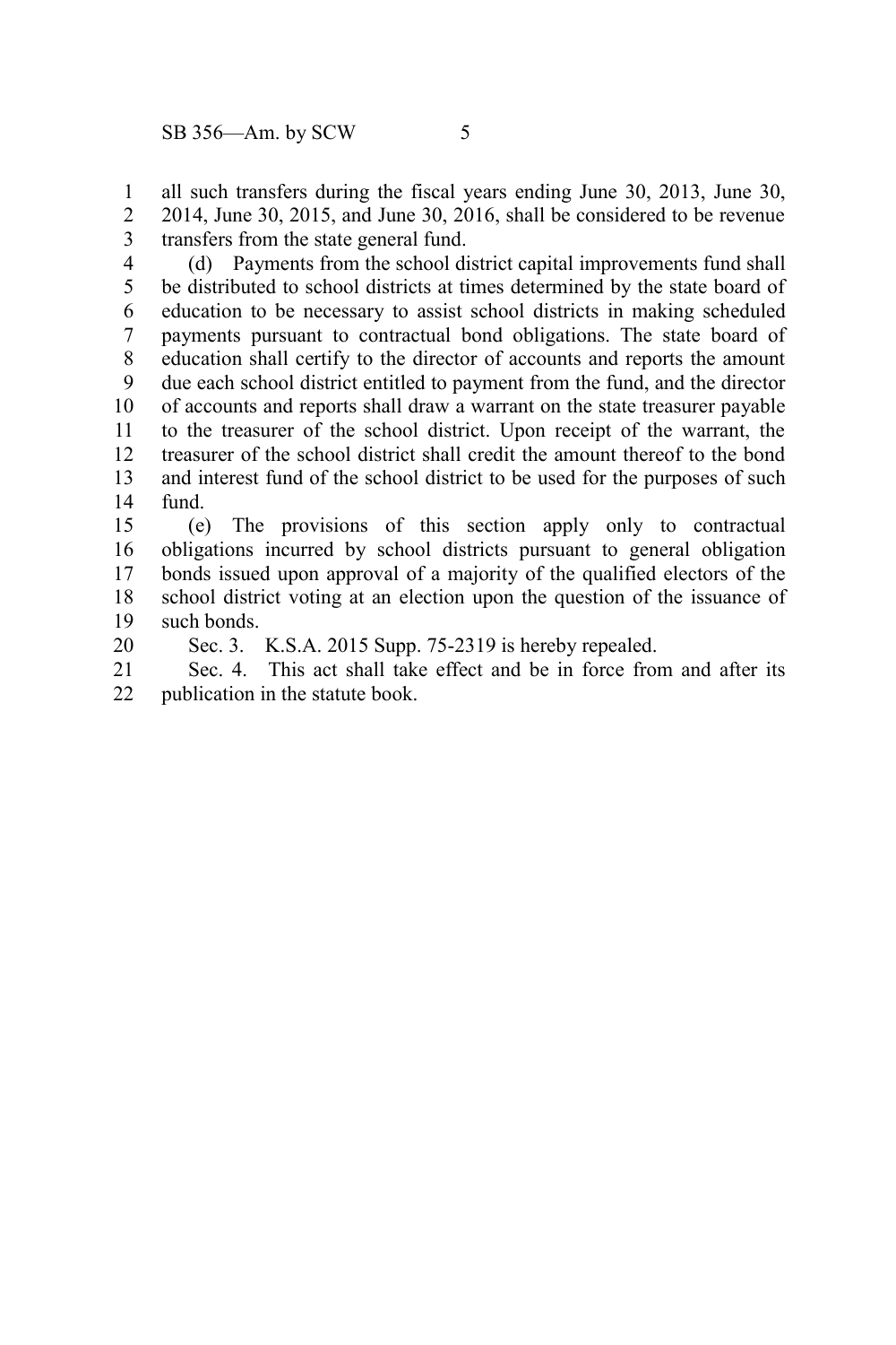all such transfers during the fiscal years ending June 30, 2013, June 30, 2014, June 30, 2015, and June 30, 2016, shall be considered to be revenue transfers from the state general fund.

(d) Payments from the school district capital improvements fund shall be distributed to school districts at times determined by the state board of education to be necessary to assist school districts in making scheduled payments pursuant to contractual bond obligations. The state board of education shall certify to the director of accounts and reports the amount due each school district entitled to payment from the fund, and the director of accounts and reports shall draw a warrant on the state treasurer payable to the treasurer of the school district. Upon receipt of the warrant, the treasurer of the school district shall credit the amount thereof to the bond and interest fund of the school district to be used for the purposes of such fund.

(e) The provisions of this section apply only to contractual obligations incurred by school districts pursuant to general obligation bonds issued upon approval of a majority of the qualified electors of the school district voting at an election upon the question of the issuance of such bonds.

Sec. 3. K.S.A. 2015 Supp. 75-2319 is hereby repealed.

Sec. 4. This act shall take effect and be in force from and after its publication in the statute book.